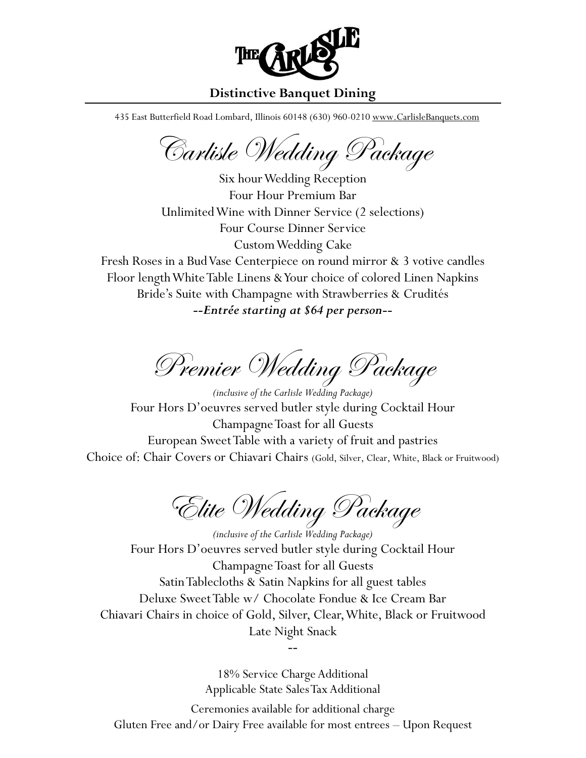# THE CARLISLE

**Distinctive Banquet Dining**

435 East Butterfield Road Lombard, Illinois 60148 (630) 960-0210 www.CarlisleBanquets.com

## Carlisle Wedding Package

Six hour Wedding Reception
Four Hour Premium Bar
Unlimited Wine with Dinner Service (2 selections)
Four Course Dinner Service
Custom Wedding Cake
Fresh Roses in a Bud Vase Centerpiece on round mirror & 3 votive candles
Floor length White Table Linens & Your choice of colored Linen Napkins
Bride's Suite with Champagne with Strawberries & Crudités
***--Entrée starting at $64 per person--***

## Premier Wedding Package

*(inclusive of the Carlisle Wedding Package)*
Four Hors D'oeuvres served butler style during Cocktail Hour
Champagne Toast for all Guests
European Sweet Table with a variety of fruit and pastries
Choice of: Chair Covers or Chiavari Chairs (Gold, Silver, Clear, White, Black or Fruitwood)

## Elite Wedding Package

*(inclusive of the Carlisle Wedding Package)*
Four Hors D'oeuvres served butler style during Cocktail Hour
Champagne Toast for all Guests
Satin Tablecloths & Satin Napkins for all guest tables
Deluxe Sweet Table w/ Chocolate Fondue & Ice Cream Bar
Chiavari Chairs in choice of Gold, Silver, Clear, White, Black or Fruitwood
Late Night Snack

--

18% Service Charge Additional
Applicable State Sales Tax Additional

Ceremonies available for additional charge
Gluten Free and/or Dairy Free available for most entrees – Upon Request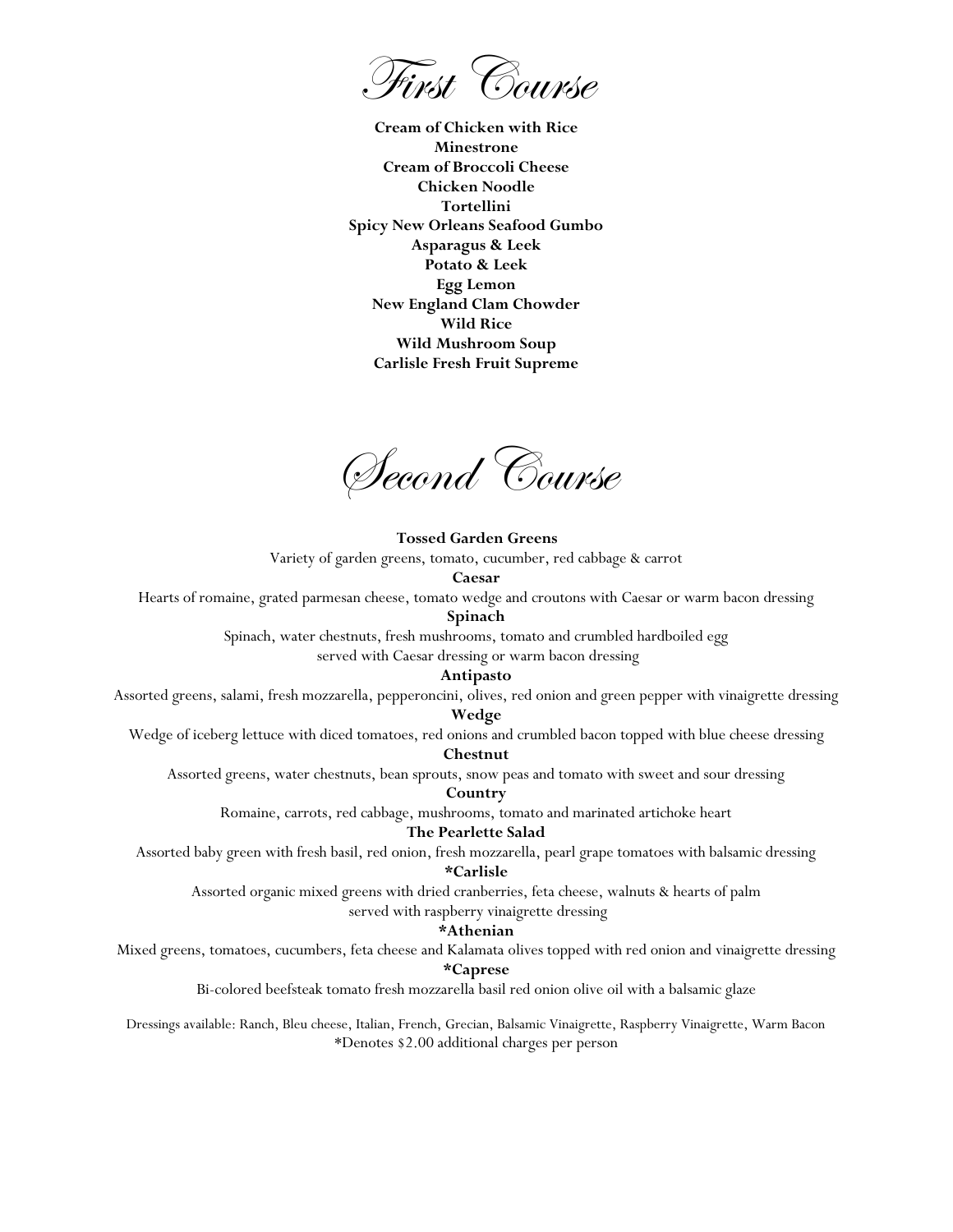# First Course

**Cream of Chicken with Rice**
**Minestrone**
**Cream of Broccoli Cheese**
**Chicken Noodle**
**Tortellini**
**Spicy New Orleans Seafood Gumbo**
**Asparagus & Leek**
**Potato & Leek**
**Egg Lemon**
**New England Clam Chowder**
**Wild Rice**
**Wild Mushroom Soup**
**Carlisle Fresh Fruit Supreme**

# Second Course

**Tossed Garden Greens**
Variety of garden greens, tomato, cucumber, red cabbage & carrot

**Caesar**
Hearts of romaine, grated parmesan cheese, tomato wedge and croutons with Caesar or warm bacon dressing

**Spinach**
Spinach, water chestnuts, fresh mushrooms, tomato and crumbled hardboiled egg
served with Caesar dressing or warm bacon dressing

**Antipasto**
Assorted greens, salami, fresh mozzarella, pepperoncini, olives, red onion and green pepper with vinaigrette dressing

**Wedge**
Wedge of iceberg lettuce with diced tomatoes, red onions and crumbled bacon topped with blue cheese dressing

**Chestnut**
Assorted greens, water chestnuts, bean sprouts, snow peas and tomato with sweet and sour dressing

**Country**
Romaine, carrots, red cabbage, mushrooms, tomato and marinated artichoke heart

**The Pearlette Salad**
Assorted baby green with fresh basil, red onion, fresh mozzarella, pearl grape tomatoes with balsamic dressing

***Carlisle**
Assorted organic mixed greens with dried cranberries, feta cheese, walnuts & hearts of palm
served with raspberry vinaigrette dressing

***Athenian**
Mixed greens, tomatoes, cucumbers, feta cheese and Kalamata olives topped with red onion and vinaigrette dressing

***Caprese**
Bi-colored beefsteak tomato fresh mozzarella basil red onion olive oil with a balsamic glaze

Dressings available: Ranch, Bleu cheese, Italian, French, Grecian, Balsamic Vinaigrette, Raspberry Vinaigrette, Warm Bacon
*Denotes $2.00 additional charges per person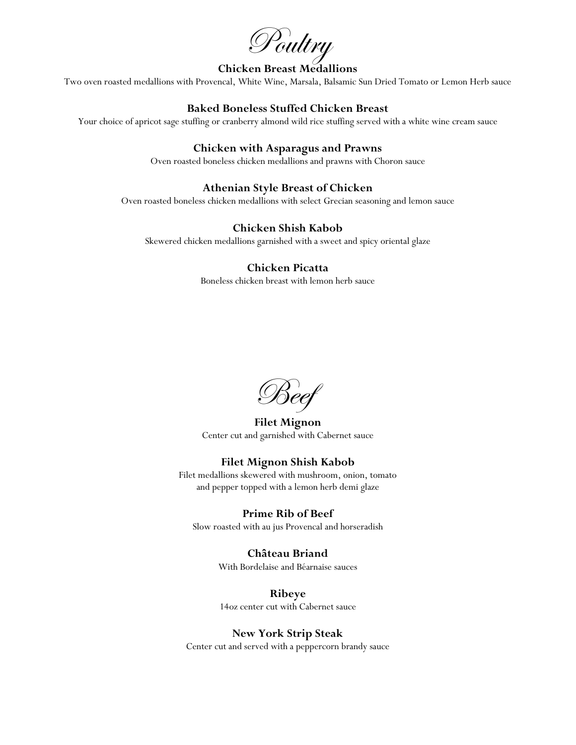# Poultry

### Chicken Breast Medallions

Two oven roasted medallions with Provencal, White Wine, Marsala, Balsamic Sun Dried Tomato or Lemon Herb sauce

### Baked Boneless Stuffed Chicken Breast

Your choice of apricot sage stuffing or cranberry almond wild rice stuffing served with a white wine cream sauce

### Chicken with Asparagus and Prawns

Oven roasted boneless chicken medallions and prawns with Choron sauce

### Athenian Style Breast of Chicken

Oven roasted boneless chicken medallions with select Grecian seasoning and lemon sauce

### Chicken Shish Kabob

Skewered chicken medallions garnished with a sweet and spicy oriental glaze

### Chicken Picatta

Boneless chicken breast with lemon herb sauce

# Beef

### Filet Mignon

Center cut and garnished with Cabernet sauce

### Filet Mignon Shish Kabob

Filet medallions skewered with mushroom, onion, tomato
and pepper topped with a lemon herb demi glaze

### Prime Rib of Beef

Slow roasted with au jus Provencal and horseradish

### Château Briand

With Bordelaise and Béarnaise sauces

### Ribeye

14oz center cut with Cabernet sauce

### New York Strip Steak

Center cut and served with a peppercorn brandy sauce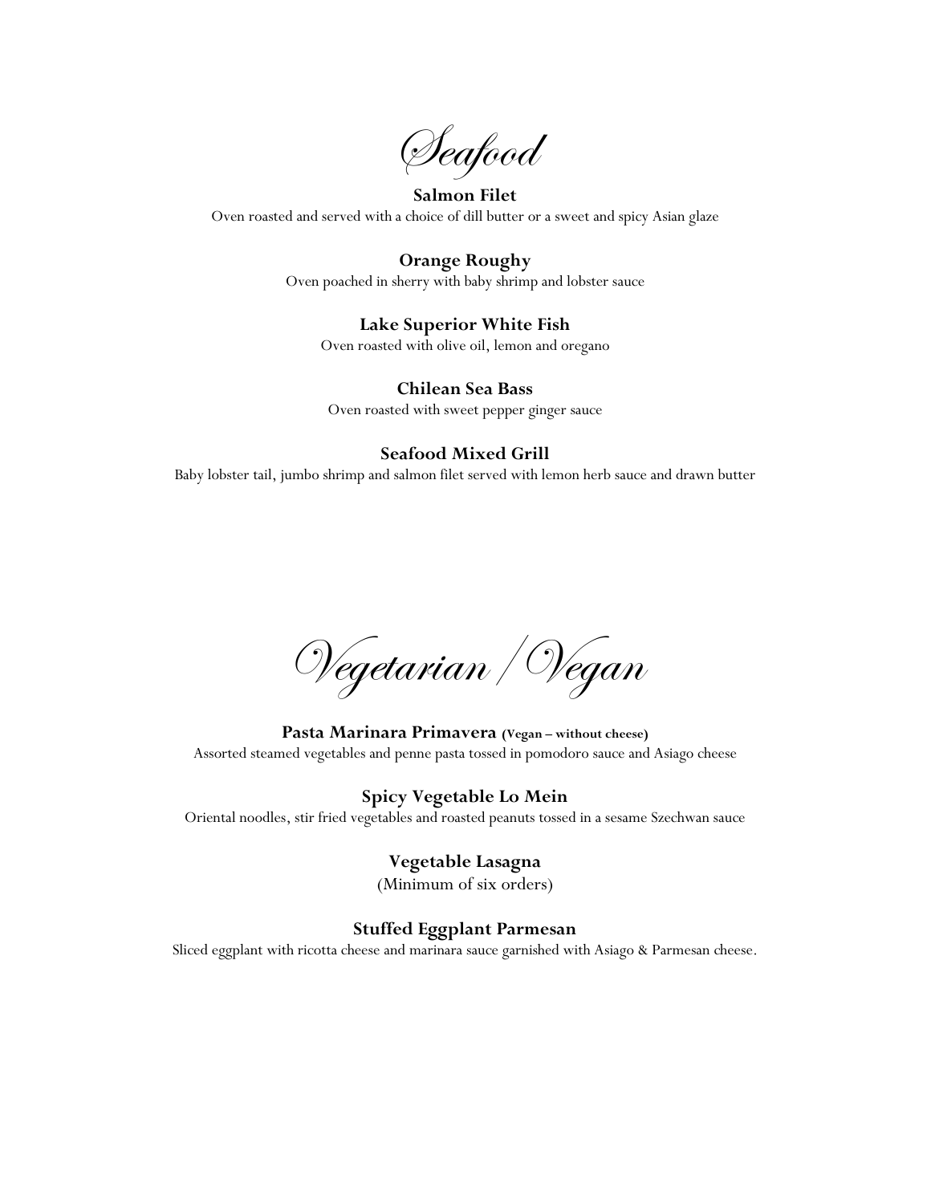# *Seafood*

**Salmon Filet**
Oven roasted and served with a choice of dill butter or a sweet and spicy Asian glaze

**Orange Roughy**
Oven poached in sherry with baby shrimp and lobster sauce

**Lake Superior White Fish**
Oven roasted with olive oil, lemon and oregano

**Chilean Sea Bass**
Oven roasted with sweet pepper ginger sauce

**Seafood Mixed Grill**
Baby lobster tail, jumbo shrimp and salmon filet served with lemon herb sauce and drawn butter

# *Vegetarian / Vegan*

**Pasta Marinara Primavera (Vegan – without cheese)**
Assorted steamed vegetables and penne pasta tossed in pomodoro sauce and Asiago cheese

**Spicy Vegetable Lo Mein**
Oriental noodles, stir fried vegetables and roasted peanuts tossed in a sesame Szechwan sauce

**Vegetable Lasagna**
(Minimum of six orders)

**Stuffed Eggplant Parmesan**
Sliced eggplant with ricotta cheese and marinara sauce garnished with Asiago & Parmesan cheese.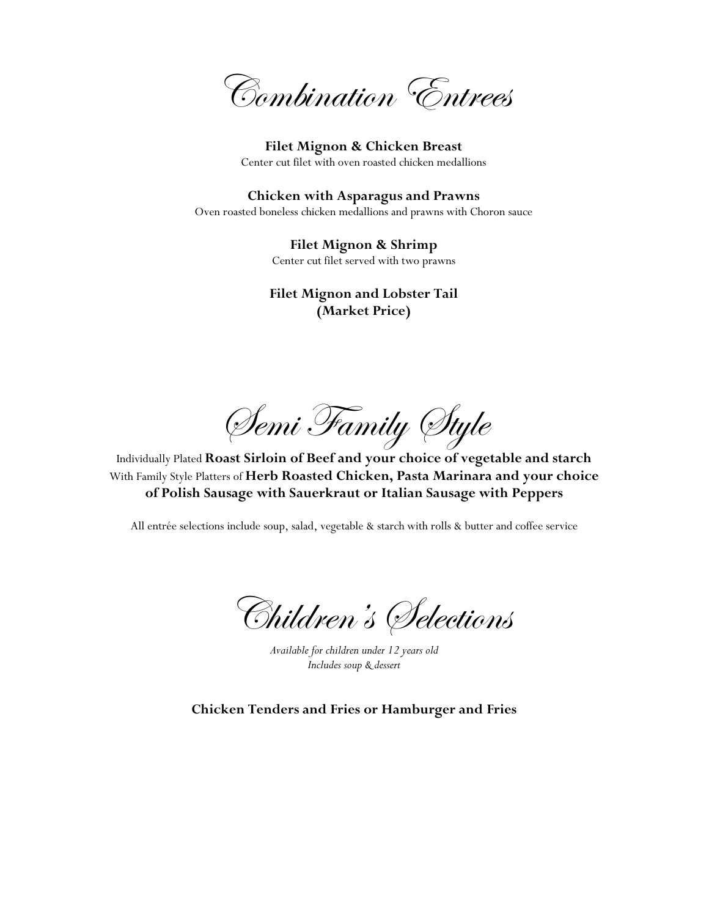# Combination Entrees

**Filet Mignon & Chicken Breast**
Center cut filet with oven roasted chicken medallions

**Chicken with Asparagus and Prawns**
Oven roasted boneless chicken medallions and prawns with Choron sauce

**Filet Mignon & Shrimp**
Center cut filet served with two prawns

**Filet Mignon and Lobster Tail**
**(Market Price)**

# Semi Family Style

Individually Plated **Roast Sirloin of Beef and your choice of vegetable and starch**
With Family Style Platters of **Herb Roasted Chicken, Pasta Marinara and your choice of Polish Sausage with Sauerkraut or Italian Sausage with Peppers**

All entrée selections include soup, salad, vegetable & starch with rolls & butter and coffee service

# Children's Selections

*Available for children under 12 years old*
*Includes soup & dessert*

**Chicken Tenders and Fries or Hamburger and Fries**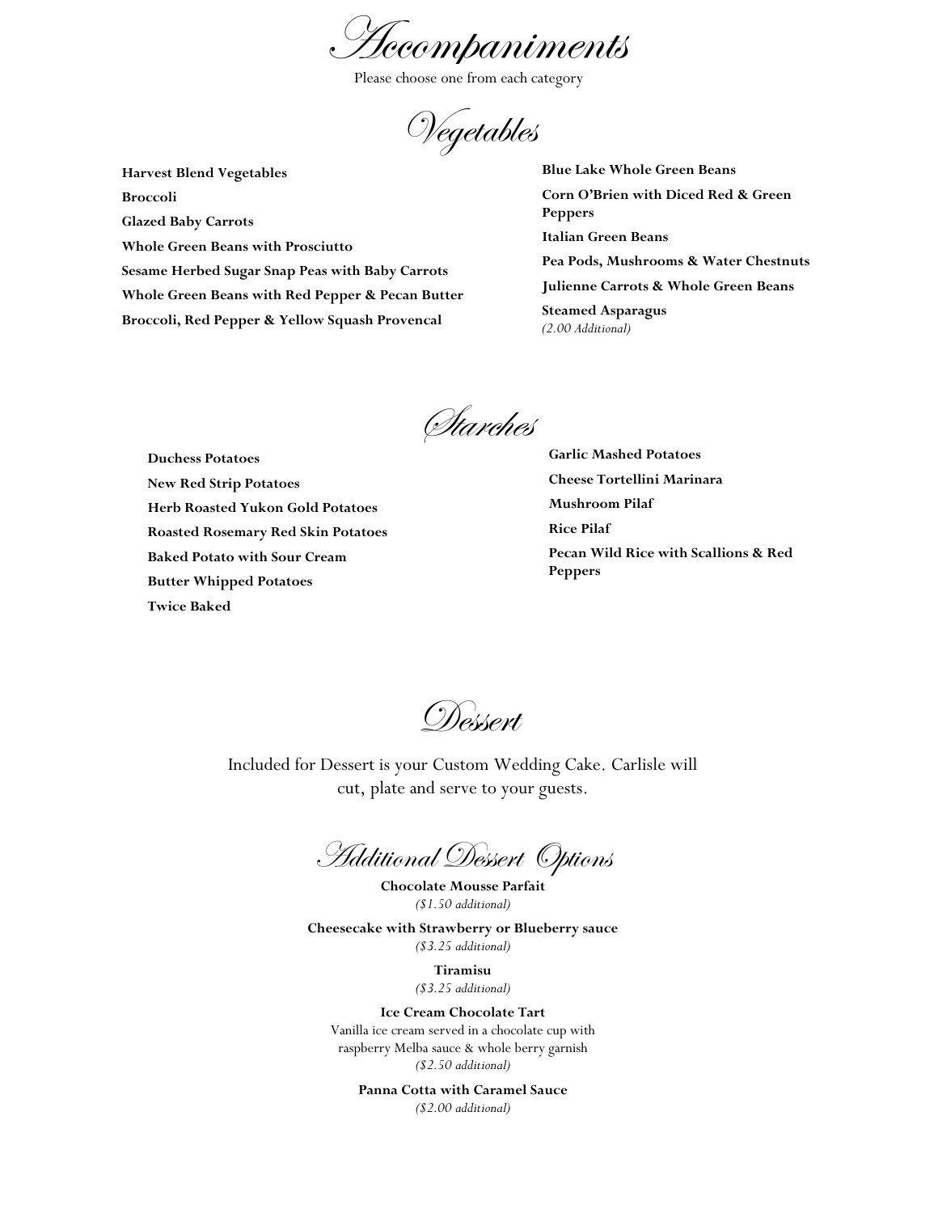# Accompaniments

Please choose one from each category

## Vegetables

**Harvest Blend Vegetables**

**Broccoli**

**Glazed Baby Carrots**

**Whole Green Beans with Prosciutto**

**Sesame Herbed Sugar Snap Peas with Baby Carrots**

**Whole Green Beans with Red Pepper & Pecan Butter**

**Broccoli, Red Pepper & Yellow Squash Provencal**

**Blue Lake Whole Green Beans**

**Corn O'Brien with Diced Red & Green Peppers**

**Italian Green Beans**

**Pea Pods, Mushrooms & Water Chestnuts**

**Julienne Carrots & Whole Green Beans**

**Steamed Asparagus**
*(2.00 Additional)*

## Starches

**Duchess Potatoes**

**New Red Strip Potatoes**

**Herb Roasted Yukon Gold Potatoes**

**Roasted Rosemary Red Skin Potatoes**

**Baked Potato with Sour Cream**

**Butter Whipped Potatoes**

**Twice Baked**

**Garlic Mashed Potatoes**

**Cheese Tortellini Marinara**

**Mushroom Pilaf**

**Rice Pilaf**

**Pecan Wild Rice with Scallions & Red Peppers**

## Dessert

Included for Dessert is your Custom Wedding Cake. Carlisle will cut, plate and serve to your guests.

## Additional Dessert Options

**Chocolate Mousse Parfait**
*($1.50 additional)*

**Cheesecake with Strawberry or Blueberry sauce**
*($3.25 additional)*

**Tiramisu**
*($3.25 additional)*

**Ice Cream Chocolate Tart**
Vanilla ice cream served in a chocolate cup with raspberry Melba sauce & whole berry garnish
*($2.50 additional)*

**Panna Cotta with Caramel Sauce**
*($2.00 additional)*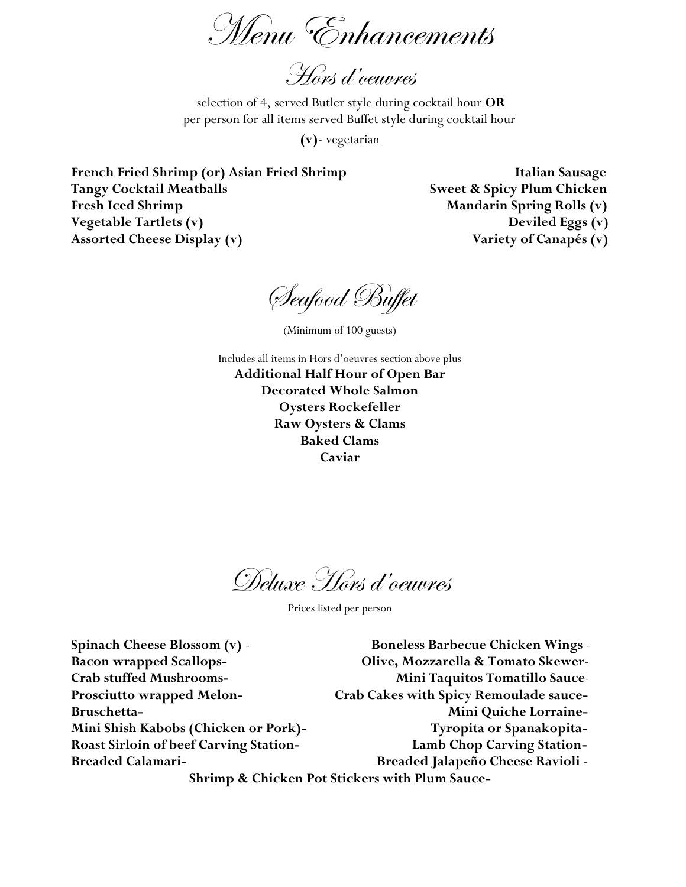# Menu Enhancements

## Hors d'oeuvres

selection of 4, served Butler style during cocktail hour **OR**
per person for all items served Buffet style during cocktail hour

**(v)**- vegetarian

**French Fried Shrimp (or) Asian Fried Shrimp**
**Tangy Cocktail Meatballs**
**Fresh Iced Shrimp**
**Vegetable Tartlets (v)**
**Assorted Cheese Display (v)**
**Italian Sausage**
**Sweet & Spicy Plum Chicken**
**Mandarin Spring Rolls (v)**
**Deviled Eggs (v)**
**Variety of Canapés (v)**

## Seafood Buffet

(Minimum of 100 guests)

Includes all items in Hors d'oeuvres section above plus

**Additional Half Hour of Open Bar**
**Decorated Whole Salmon**
**Oysters Rockefeller**
**Raw Oysters & Clams**
**Baked Clams**
**Caviar**

## Deluxe Hors d'oeuvres

Prices listed per person

**Spinach Cheese Blossom (v)** -
**Bacon wrapped Scallops-**
**Crab stuffed Mushrooms-**
**Prosciutto wrapped Melon-**
**Bruschetta-**
**Mini Shish Kabobs (Chicken or Pork)-**
**Roast Sirloin of beef Carving Station-**
**Breaded Calamari-**
**Boneless Barbecue Chicken Wings** -
**Olive, Mozzarella & Tomato Skewer**-
**Mini Taquitos Tomatillo Sauce**-
**Crab Cakes with Spicy Remoulade sauce-**
**Mini Quiche Lorraine-**
**Tyropita or Spanakopita-**
**Lamb Chop Carving Station-**
**Breaded Jalapeño Cheese Ravioli** -
**Shrimp & Chicken Pot Stickers with Plum Sauce-**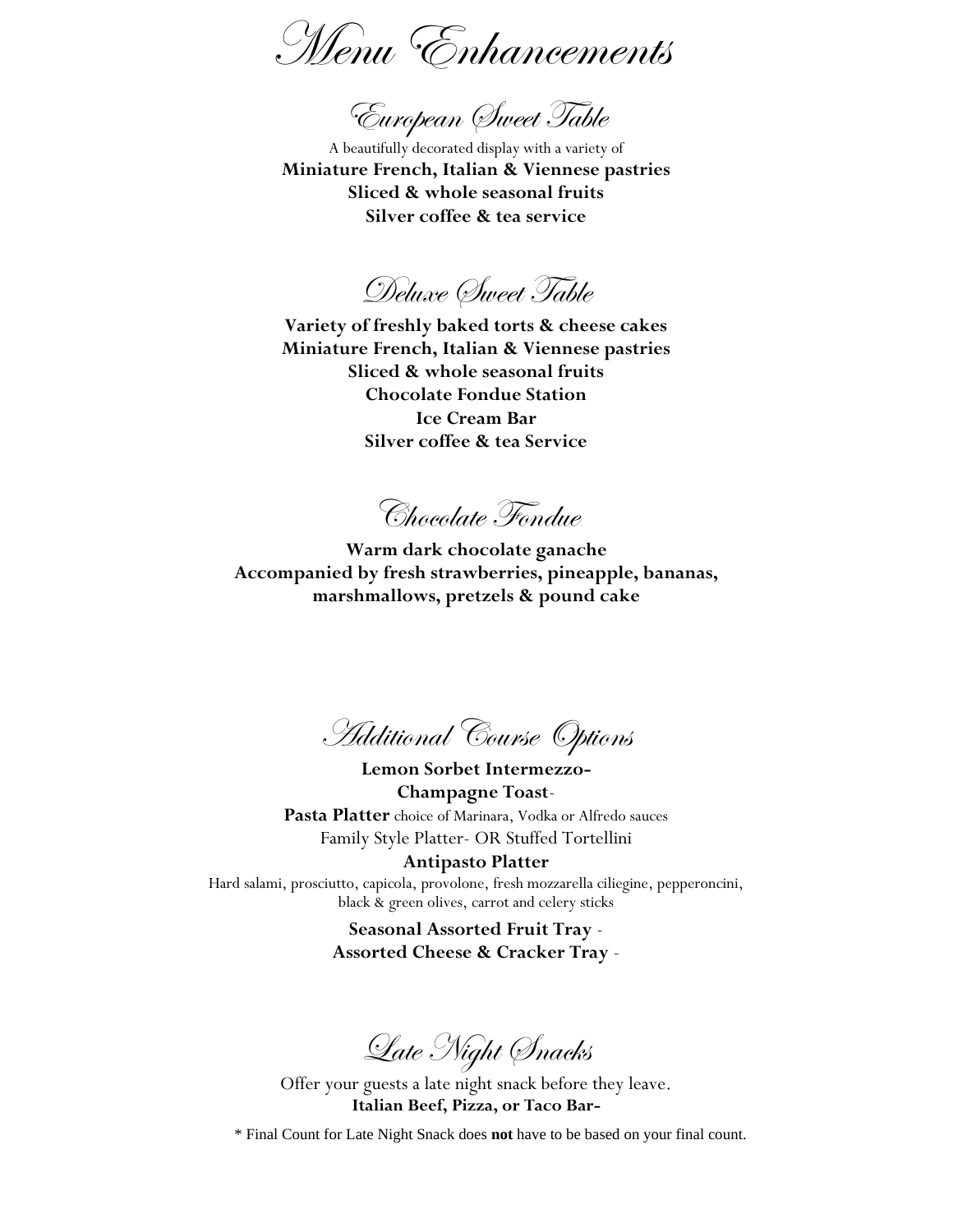# Menu Enhancements

## European Sweet Table

A beautifully decorated display with a variety of

**Miniature French, Italian & Viennese pastries**
**Sliced & whole seasonal fruits**
**Silver coffee & tea service**

## Deluxe Sweet Table

**Variety of freshly baked torts & cheese cakes**
**Miniature French, Italian & Viennese pastries**
**Sliced & whole seasonal fruits**
**Chocolate Fondue Station**
**Ice Cream Bar**
**Silver coffee & tea Service**

## Chocolate Fondue

**Warm dark chocolate ganache**
**Accompanied by fresh strawberries, pineapple, bananas, marshmallows, pretzels & pound cake**

## Additional Course Options

**Lemon Sorbet Intermezzo-**

**Champagne Toast**-

**Pasta Platter** choice of Marinara, Vodka or Alfredo sauces
Family Style Platter- OR Stuffed Tortellini

**Antipasto Platter**
Hard salami, prosciutto, capicola, provolone, fresh mozzarella ciliegine, pepperoncini, black & green olives, carrot and celery sticks

**Seasonal Assorted Fruit Tray** -

**Assorted Cheese & Cracker Tray** -

## Late Night Snacks

Offer your guests a late night snack before they leave.
**Italian Beef, Pizza, or Taco Bar-**

* Final Count for Late Night Snack does **not** have to be based on your final count.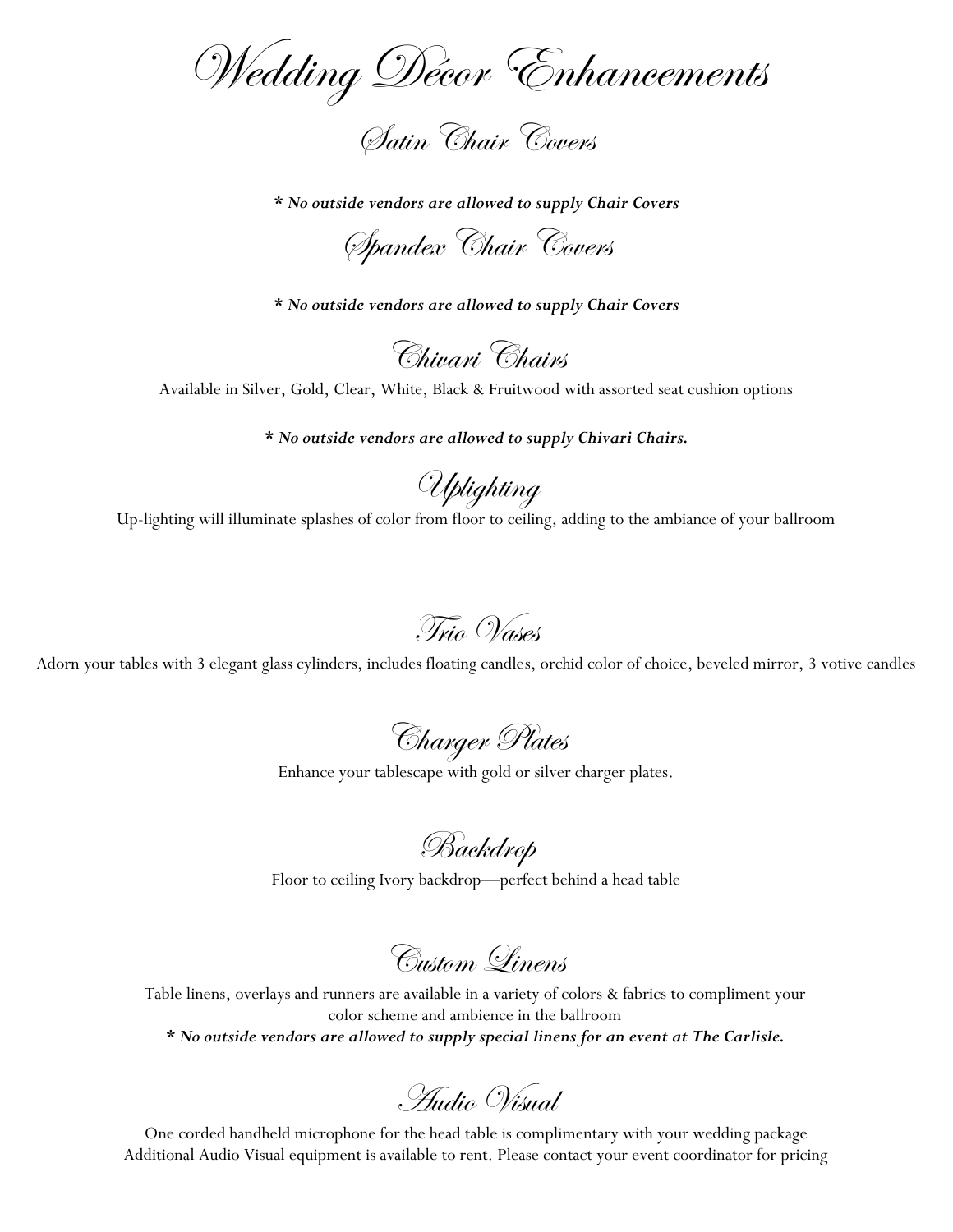# Wedding Décor Enhancements

## Satin Chair Covers

***** *No outside vendors are allowed to supply Chair Covers***

## Spandex Chair Covers

***** *No outside vendors are allowed to supply Chair Covers***

## Chivari Chairs

Available in Silver, Gold, Clear, White, Black & Fruitwood with assorted seat cushion options

***** *No outside vendors are allowed to supply Chivari Chairs.***

## Uplighting

Up-lighting will illuminate splashes of color from floor to ceiling, adding to the ambiance of your ballroom

## Trio Vases

Adorn your tables with 3 elegant glass cylinders, includes floating candles, orchid color of choice, beveled mirror, 3 votive candles

## Charger Plates

Enhance your tablescape with gold or silver charger plates.

## Backdrop

Floor to ceiling Ivory backdrop—perfect behind a head table

## Custom Linens

Table linens, overlays and runners are available in a variety of colors & fabrics to compliment your color scheme and ambience in the ballroom

***** *No outside vendors are allowed to supply special linens for an event at The Carlisle.***

## Audio Visual

One corded handheld microphone for the head table is complimentary with your wedding package

Additional Audio Visual equipment is available to rent. Please contact your event coordinator for pricing